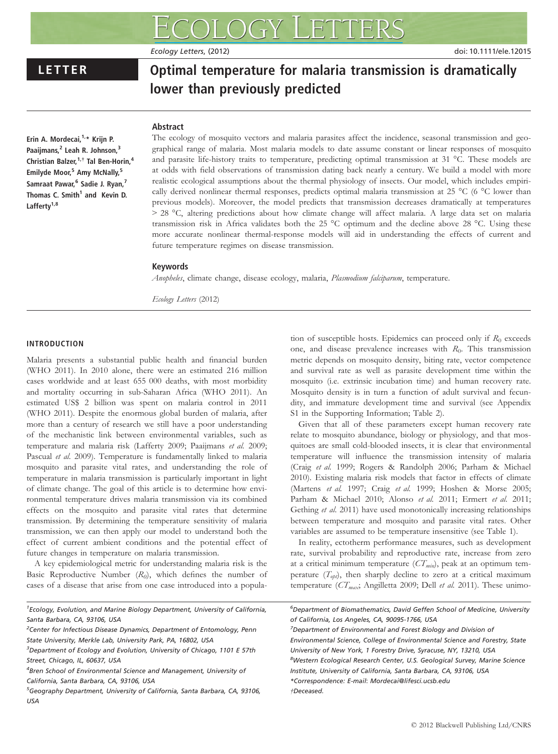# LETTER

# Optimal temperature for malaria transmission is dramatically lower than previously predicted

Erin A. Mordecai,[1,*] Krijn P. Paaijmans,[2] Leah R. Johnson,[3] Christian Balzer,[1,†] Tal Ben-Horin,[4] Emilyde Moor,[5] Amy McNally,[5] Samraat Pawar,[6] Sadie J. Ryan,[7] Thomas C. Smith[1] and Kevin D. Lafferty[1,8]

## Abstract

The ecology of mosquito vectors and malaria parasites affect the incidence, seasonal transmission and geographical range of malaria. Most malaria models to date assume constant or linear responses of mosquito and parasite life-history traits to temperature, predicting optimal transmission at 31 °C. These models are at odds with field observations of transmission dating back nearly a century. We build a model with more realistic ecological assumptions about the thermal physiology of insects. Our model, which includes empirically derived nonlinear thermal responses, predicts optimal malaria transmission at 25 °C (6 °C lower than previous models). Moreover, the model predicts that transmission decreases dramatically at temperatures > 28 °C, altering predictions about how climate change will affect malaria. A large data set on malaria transmission risk in Africa validates both the 25 °C optimum and the decline above 28 °C. Using these more accurate nonlinear thermal-response models will aid in understanding the effects of current and future temperature regimes on disease transmission.

## Keywords

*Anopheles*, climate change, disease ecology, malaria, *Plasmodium falciparum*, temperature.

*Ecology Letters* (2012)

## INTRODUCTION

Malaria presents a substantial public health and financial burden (WHO 2011). In 2010 alone, there were an estimated 216 million cases worldwide and at least 655 000 deaths, with most morbidity and mortality occurring in sub-Saharan Africa (WHO 2011). An estimated US$ 2 billion was spent on malaria control in 2011 (WHO 2011). Despite the enormous global burden of malaria, after more than a century of research we still have a poor understanding of the mechanistic link between environmental variables, such as temperature and malaria risk (Lafferty 2009; Paaijmans *et al.* 2009; Pascual *et al.* 2009). Temperature is fundamentally linked to malaria mosquito and parasite vital rates, and understanding the role of temperature in malaria transmission is particularly important in light of climate change. The goal of this article is to determine how environmental temperature drives malaria transmission via its combined effects on the mosquito and parasite vital rates that determine transmission. By determining the temperature sensitivity of malaria transmission, we can then apply our model to understand both the effect of current ambient conditions and the potential effect of future changes in temperature on malaria transmission.

A key epidemiological metric for understanding malaria risk is the Basic Reproductive Number ($R_0$), which defines the number of cases of a disease that arise from one case introduced into a population of susceptible hosts. Epidemics can proceed only if $R_0$ exceeds one, and disease prevalence increases with $R_0$. This transmission metric depends on mosquito density, biting rate, vector competence and survival rate as well as parasite development time within the mosquito (i.e. extrinsic incubation time) and human recovery rate. Mosquito density is in turn a function of adult survival and fecundity, and immature development time and survival (see Appendix S1 in the Supporting Information; Table 2).

Given that all of these parameters except human recovery rate relate to mosquito abundance, biology or physiology, and that mosquitoes are small cold-blooded insects, it is clear that environmental temperature will influence the transmission intensity of malaria (Craig *et al.* 1999; Rogers & Randolph 2006; Parham & Michael 2010). Existing malaria risk models that factor in effects of climate (Martens *et al.* 1997; Craig *et al.* 1999; Hoshen & Morse 2005; Parham & Michael 2010; Alonso *et al.* 2011; Ermert *et al.* 2011; Gething *et al.* 2011) have used monotonically increasing relationships between temperature and mosquito and parasite vital rates. Other variables are assumed to be temperature insensitive (see Table 1).

In reality, ectotherm performance measures, such as development rate, survival probability and reproductive rate, increase from zero at a critical minimum temperature ($CT_{min}$), peak at an optimum temperature ($T_{opt}$), then sharply decline to zero at a critical maximum temperature ($CT_{max}$; Angilletta 2009; Dell *et al.* 2011). These unimo-

[1]Ecology, Evolution, and Marine Biology Department, University of California, Santa Barbara, CA, 93106, USA
[2]Center for Infectious Disease Dynamics, Department of Entomology, Penn State University, Merkle Lab, University Park, PA, 16802, USA
[3]Department of Ecology and Evolution, University of Chicago, 1101 E 57th Street, Chicago, IL, 60637, USA
[4]Bren School of Environmental Science and Management, University of California, Santa Barbara, CA, 93106, USA
[5]Geography Department, University of California, Santa Barbara, CA, 93106, USA
[6]Department of Biomathematics, David Geffen School of Medicine, University of California, Los Angeles, CA, 90095-1766, USA
[7]Department of Environmental and Forest Biology and Division of Environmental Science, College of Environmental Science and Forestry, State University of New York, 1 Forestry Drive, Syracuse, NY, 13210, USA
[8]Western Ecological Research Center, U.S. Geological Survey, Marine Science Institute, University of California, Santa Barbara, CA, 93106, USA
*Correspondence: E-mail: Mordecai@lifesci.ucsb.edu
†Deceased.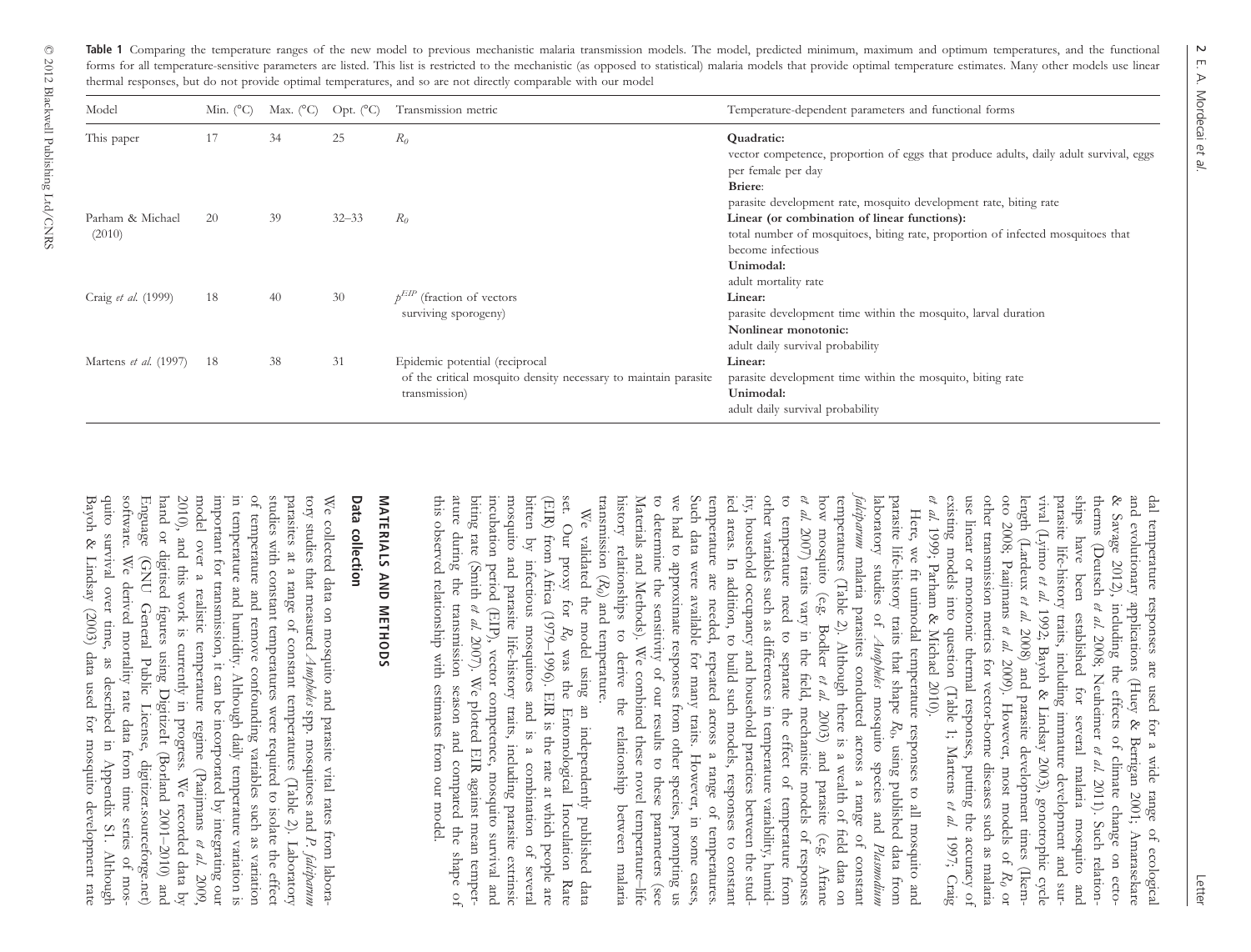**Table 1** Comparing the temperature ranges of the new model to previous mechanistic malaria transmission models. The model, predicted minimum, maximum and optimum temperatures, and the functional forms for all temperature-sensitive parameters are listed. This list is restricted to the mechanistic (as opposed to statistical) malaria models that provide optimal temperature estimates. Many other models use linear thermal responses, but do not provide optimal temperatures, and so are not directly comparable with our model

| Model | Min. (°C) | Max. (°C) | Opt. (°C) | Transmission metric | Temperature-dependent parameters and functional forms |
|---|---|---|---|---|---|
| This paper | 17 | 34 | 25 | $R_0$ | **Quadratic:** vector competence, proportion of eggs that produce adults, daily adult survival, eggs per female per day **Briere**: parasite development rate, mosquito development rate, biting rate |
| Parham & Michael (2010) | 20 | 39 | 32–33 | $R_0$ | **Linear (or combination of linear functions):** total number of mosquitoes, biting rate, proportion of infected mosquitoes that become infectious **Unimodal:** adult mortality rate |
| Craig *et al.* (1999) | 18 | 40 | 30 | $p^{EIP}$ (fraction of vectors surviving sporogeny) | **Linear:** parasite development time within the mosquito, larval duration **Nonlinear monotonic:** adult daily survival probability |
| Martens *et al.* (1997) | 18 | 38 | 31 | Epidemic potential (reciprocal of the critical mosquito density necessary to maintain parasite transmission) | **Linear:** parasite development time within the mosquito, biting rate **Unimodal:** adult daily survival probability |

dal temperature responses are used for a wide range of ecological and evolutionary applications (Huey & Berrigan 2001; Amarasekare & Savage 2012), including the effects of climate change on ectotherms (Deutsch *et al.* 2008; Neuheimer *et al.* 2011). Such relationships have been established for several malaria mosquito and parasite life-history traits, including immature development and survival (Lyimo *et al.* 1992; Bayoh & Lindsay 2003), gonotrophic cycle length (Lardeux *et al.* 2008) and parasite development times (Ikemoto 2008; Paaijmans *et al.* 2009). However, most models of $R_0$ or other transmission metrics for vector-borne diseases such as malaria use linear or monotonic thermal responses, putting the accuracy of existing models into question (Table 1; Martens *et al.* 1997; Craig *et al.* 1999; Parham & Michael 2010).

Here, we fit unimodal temperature responses to all mosquito and parasite life-history traits that shape $R_0$, using published data from laboratory studies of *Anopheles* mosquito species and *Plasmodium falciparum* malaria parasites conducted across a range of constant temperatures (Table 2). Although there is a wealth of field data on how mosquito (e.g. Bødker *et al.* 2003) and parasite (e.g. Afrane *et al.* 2007) traits vary in the field, mechanistic models of responses to temperature need to separate the effect of temperature from other variables such as differences in temperature variability, humidity, household occupancy and household practices between the studied areas. In addition, to build such models, responses to constant temperature are needed, repeated across a range of temperatures. Such data were available for many traits. However, in some cases, we had to approximate responses from other species, prompting us to determine the sensitivity of our results to these parameters (see Materials and Methods). We combined these novel temperature–life history relationships to derive the relationship between malaria transmission ($R_0$) and temperature.

We validated the model using an independently published data set. Our proxy for $R_0$ was the Entomological Inoculation Rate (EIR) from Africa (1979–1996). EIR is the rate at which people are bitten by infectious mosquitoes and is a combination of several mosquito and parasite life-history traits, including parasite extrinsic incubation period (EIP), vector competence, mosquito survival and biting rate (Smith *et al.* 2007). We plotted EIR against mean temperature during the transmission season and compared the shape of this observed relationship with estimates from our model.

# MATERIALS AND METHODS

## Data collection

We collected data on mosquito and parasite vital rates from laboratory studies that measured *Anopheles* spp. mosquitoes and *P. falciparum* parasites at a range of constant temperatures (Table 2). Laboratory studies with constant temperatures were required to isolate the effect of temperature and remove confounding variables such as variation in temperature and humidity. Although daily temperature variation is important for transmission, it can be incorporated by integrating our model over a realistic temperature regime (Paaijmans *et al.* 2009, 2010), and this work is currently in progress. We recorded data by hand or digitised figures using DigitizeIt (Borland 2001–2010) and Engauge (GNU General Public License, digitizer.sourceforge.net) software. We derived mortality rate data from time series of mosquito survival over time, as described in Appendix S1. Although Bayoh & Lindsay (2003) data used for mosquito development rate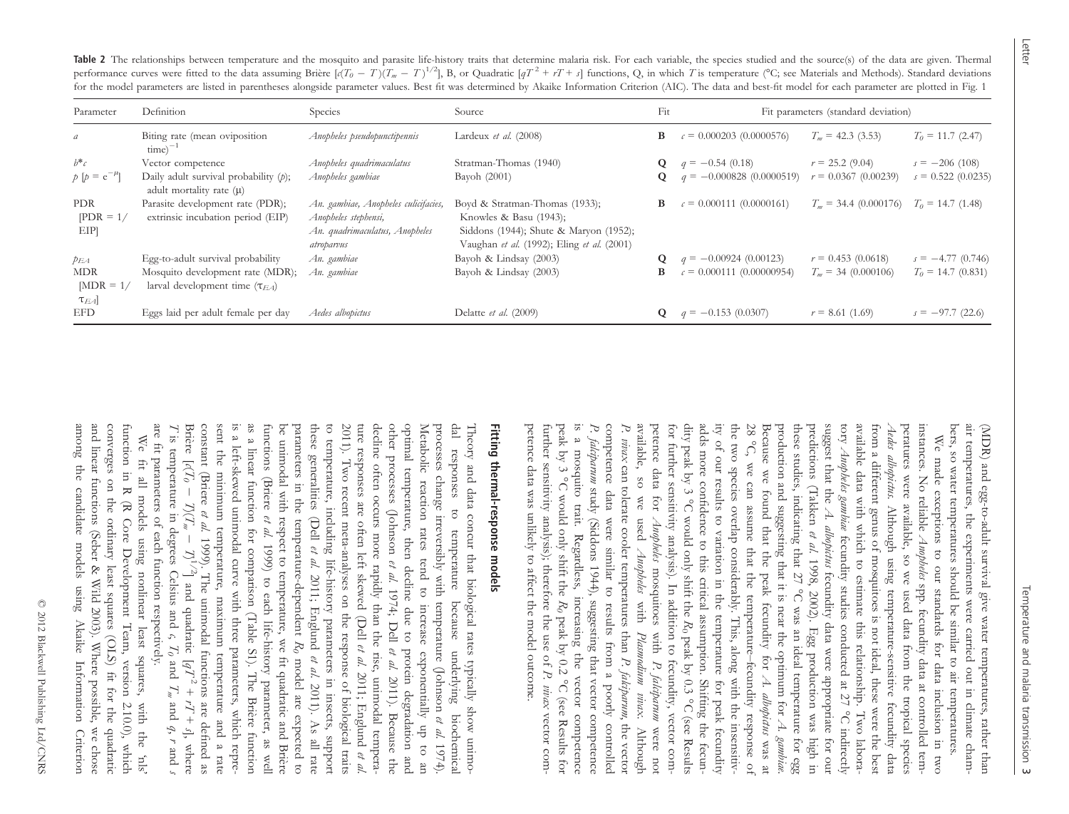**Table 2** The relationships between temperature and the mosquito and parasite life-history traits that determine malaria risk. For each variable, the species studied and the source(s) of the data are given. Thermal performance curves were fitted to the data assuming Brière [$c(T_0 - T)(T_m - T)^{1/2}$], B, or Quadratic [$qT^2 + rT + s$] functions, Q, in which $T$ is temperature (°C; see Materials and Methods). Standard deviations for the model parameters are listed in parentheses alongside parameter values. Best fit was determined by Akaike Information Criterion (AIC). The data and best-fit model for each parameter are plotted in Fig. 1

| Parameter | Definition | Species | Source | Fit | Fit parameters (standard deviation) | | |
|---|---|---|---|---|---|---|---|
| $a$ | Biting rate (mean oviposition time)$^{-1}$ | *Anopheles pseudopunctipennis* | Lardeux *et al.* (2008) | **B** | $c$ = 0.000203 (0.0000576) | $T_m$ = 42.3 (3.53) | $T_0$ = 11.7 (2.47) |
| $b*c$ | Vector competence | *Anopheles quadrimaculatus* | Stratman-Thomas (1940) | **Q** | $q$ = −0.54 (0.18) | $r$ = 25.2 (9.04) | $s$ = −206 (108) |
| $p$ [$p = e^{-\mu}$] | Daily adult survival probability ($p$); adult mortality rate (μ) | *Anopheles gambiae* | Bayoh (2001) | **Q** | $q$ = −0.000828 (0.0000519) | $r$ = 0.0367 (0.00239) | $s$ = 0.522 (0.0235) |
| PDR [PDR = 1/EIP] | Parasite development rate (PDR); extrinsic incubation period (EIP) | *An. gambiae, Anopheles culicifacies, Anopheles stephensi, An. quadrimaculatus, Anopheles atroparvus* | Boyd & Stratman-Thomas (1933); Knowles & Basu (1943); Siddons (1944); Shute & Maryon (1952); Vaughan *et al.* (1992); Eling *et al.* (2001) | **B** | $c$ = 0.000111 (0.0000161) | $T_m$ = 34.4 (0.000176) | $T_0$ = 14.7 (1.48) |
| $p_{EA}$ | Egg-to-adult survival probability | *An. gambiae* | Bayoh & Lindsay (2003) | **Q** | $q$ = −0.00924 (0.00123) | $r$ = 0.453 (0.0618) | $s$ = −4.77 (0.746) |
| MDR [MDR = 1/$\tau_{EA}$] | Mosquito development rate (MDR); larval development time ($\tau_{EA}$) | *An. gambiae* | Bayoh & Lindsay (2003) | **B** | $c$ = 0.000111 (0.00000954) | $T_m$ = 34 (0.000106) | $T_0$ = 14.7 (0.831) |
| EFD | Eggs laid per adult female per day | *Aedes albopictus* | Delatte *et al.* (2009) | **Q** | $q$ = −0.153 (0.0307) | $r$ = 8.61 (1.69) | $s$ = −97.7 (22.6) |

(MDR) and egg-to-adult survival give water temperatures, rather than air temperatures, the experiments were carried out in climate chambers, so water temperatures should be similar to air temperatures.

We made exceptions to our standards for data inclusion in two instances. No reliable *Anopheles* spp. fecundity data at controlled temperatures were available, so we used data from the tropical species *Aedes albopictus*. Although using temperature-sensitive fecundity data from a different genus of mosquitoes is not ideal, these were the best available data with which to estimate this relationship. Two laboratory *Anopheles gambiae* fecundity studies conducted at 27 °C indirectly suggest that the *A. albopictus* fecundity data were appropriate for our predictions (Takken *et al.* 1998, 2002). Egg production was high in these studies, indicating that 27 °C was an ideal temperature for egg production and suggesting that it is near the optimum for *A. gambiae*. Because we found that the peak fecundity for *A. albopictus* was at 28 °C, we can assume that the temperature–fecundity response of the two species overlap considerably. This, along with the insensitivity of our results to variation in the temperature for peak fecundity adds more confidence to this critical assumption. Shifting the fecundity peak by 3 °C would only shift the $R_0$ peak by 0.3 °C (see Results for further sensitivity analysis). In addition to fecundity, vector competence data for *Anopheles* mosquitoes with *P. falciparum* were not available, so we used *Anopheles* with *Plasmodium vivax*. Although *P. vivax* can tolerate cooler temperatures than *P. falciparum*, the vector competence data were similar to results from a poorly controlled *P. falciparum* study (Siddons 1944), suggesting that vector competence is a mosquito trait. Regardless, increasing the vector competence peak by 3 °C would only shift the $R_0$ peak by 0.2 °C (see Results for further sensitivity analysis); therefore the use of *P. vivax* vector competence data was unlikely to affect the model outcome.

## Fitting thermal-response models

Theory and data concur that biological rates typically show unimodal responses to temperature because underlying biochemical processes change irreversibly with temperature (Johnson *et al.* 1974). Metabolic reaction rates tend to increase exponentially up to an optimal temperature, then decline due to protein degradation and other processes (Johnson *et al.* 1974; Dell *et al.* 2011). Because the decline often occurs more rapidly than the rise, unimodal temperature responses are often left skewed (Dell *et al.* 2011; Englund *et al.* 2011). Two recent meta-analyses on the response of biological traits to temperature, including life-history parameters in insects, support these generalities (Dell *et al.* 2011; Englund *et al.* 2011). As all rate parameters in the temperature-dependent $R_0$ model are expected to be unimodal with respect to temperature, we fit quadratic and Brière functions (Brière *et al.* 1999) to each life-history parameter, as well as a linear function for comparison (Table S1). The Brière function is a left-skewed unimodal curve with three parameters, which represent the minimum temperature, maximum temperature and a rate constant (Brière *et al.* 1999). The unimodal functions are defined as Brière [$c(T_0 - T)(T_m - T)^{1/2}$] and quadratic [$qT^2 + rT + s$], where $T$ is temperature in degrees Celsius and $c$, $T_0$ and $T_m$ and $q$, $r$ and $s$ are fit parameters of each function respectively.

We fit all models using nonlinear least squares, with the 'nls' function in R (R Core Development Team, version 2.10.0), which converges on the ordinary least squares (OLS) fit for the quadratic and linear functions (Seber & Wild 2003). Where possible, we chose among the candidate models using Akaike Information Criterion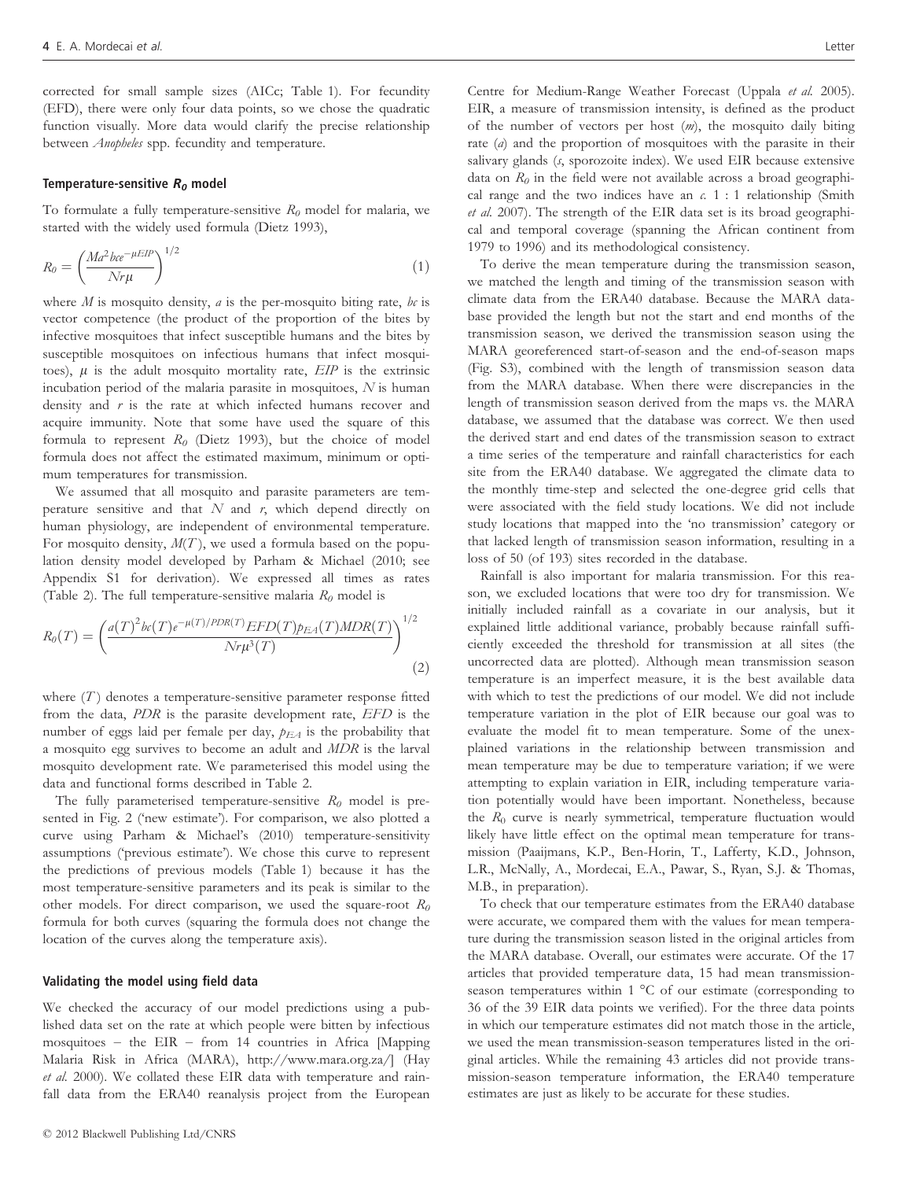corrected for small sample sizes (AICc; Table 1). For fecundity (EFD), there were only four data points, so we chose the quadratic function visually. More data would clarify the precise relationship between *Anopheles* spp. fecundity and temperature.

### Temperature-sensitive $R_0$ model

To formulate a fully temperature-sensitive $R_0$ model for malaria, we started with the widely used formula (Dietz 1993),

$$R_0 = \left(\frac{Ma^2bce^{-\mu EIP}}{Nr\mu}\right)^{1/2} \tag{1}$$

where $M$ is mosquito density, $a$ is the per-mosquito biting rate, $bc$ is vector competence (the product of the proportion of the bites by infective mosquitoes that infect susceptible humans and the bites by susceptible mosquitoes on infectious humans that infect mosquitoes), $\mu$ is the adult mosquito mortality rate, $EIP$ is the extrinsic incubation period of the malaria parasite in mosquitoes, $N$ is human density and $r$ is the rate at which infected humans recover and acquire immunity. Note that some have used the square of this formula to represent $R_0$ (Dietz 1993), but the choice of model formula does not affect the estimated maximum, minimum or optimum temperatures for transmission.

We assumed that all mosquito and parasite parameters are temperature sensitive and that $N$ and $r$, which depend directly on human physiology, are independent of environmental temperature. For mosquito density, $M(T)$, we used a formula based on the population density model developed by Parham & Michael (2010; see Appendix S1 for derivation). We expressed all times as rates (Table 2). The full temperature-sensitive malaria $R_0$ model is

$$R_0(T) = \left(\frac{a(T)^2 bc(T)e^{-\mu(T)/PDR(T)}EFD(T)p_{EA}(T)MDR(T)}{Nr\mu^3(T)}\right)^{1/2} \tag{2}$$

where $(T)$ denotes a temperature-sensitive parameter response fitted from the data, $PDR$ is the parasite development rate, $EFD$ is the number of eggs laid per female per day, $p_{EA}$ is the probability that a mosquito egg survives to become an adult and $MDR$ is the larval mosquito development rate. We parameterised this model using the data and functional forms described in Table 2.

The fully parameterised temperature-sensitive $R_0$ model is presented in Fig. 2 ('new estimate'). For comparison, we also plotted a curve using Parham & Michael's (2010) temperature-sensitivity assumptions ('previous estimate'). We chose this curve to represent the predictions of previous models (Table 1) because it has the most temperature-sensitive parameters and its peak is similar to the other models. For direct comparison, we used the square-root $R_0$ formula for both curves (squaring the formula does not change the location of the curves along the temperature axis).

### Validating the model using field data

We checked the accuracy of our model predictions using a published data set on the rate at which people were bitten by infectious mosquitoes – the EIR – from 14 countries in Africa [Mapping Malaria Risk in Africa (MARA), http://www.mara.org.za/] (Hay *et al.* 2000). We collated these EIR data with temperature and rainfall data from the ERA40 reanalysis project from the European Centre for Medium-Range Weather Forecast (Uppala *et al.* 2005). EIR, a measure of transmission intensity, is defined as the product of the number of vectors per host ($m$), the mosquito daily biting rate ($a$) and the proportion of mosquitoes with the parasite in their salivary glands ($s$, sporozoite index). We used EIR because extensive data on $R_0$ in the field were not available across a broad geographical range and the two indices have an *c.* 1 : 1 relationship (Smith *et al.* 2007). The strength of the EIR data set is its broad geographical and temporal coverage (spanning the African continent from 1979 to 1996) and its methodological consistency.

To derive the mean temperature during the transmission season, we matched the length and timing of the transmission season with climate data from the ERA40 database. Because the MARA database provided the length but not the start and end months of the transmission season, we derived the transmission season using the MARA georeferenced start-of-season and the end-of-season maps (Fig. S3), combined with the length of transmission season data from the MARA database. When there were discrepancies in the length of transmission season derived from the maps vs. the MARA database, we assumed that the database was correct. We then used the derived start and end dates of the transmission season to extract a time series of the temperature and rainfall characteristics for each site from the ERA40 database. We aggregated the climate data to the monthly time-step and selected the one-degree grid cells that were associated with the field study locations. We did not include study locations that mapped into the 'no transmission' category or that lacked length of transmission season information, resulting in a loss of 50 (of 193) sites recorded in the database.

Rainfall is also important for malaria transmission. For this reason, we excluded locations that were too dry for transmission. We initially included rainfall as a covariate in our analysis, but it explained little additional variance, probably because rainfall sufficiently exceeded the threshold for transmission at all sites (the uncorrected data are plotted). Although mean transmission season temperature is an imperfect measure, it is the best available data with which to test the predictions of our model. We did not include temperature variation in the plot of EIR because our goal was to evaluate the model fit to mean temperature. Some of the unexplained variations in the relationship between transmission and mean temperature may be due to temperature variation; if we were attempting to explain variation in EIR, including temperature variation potentially would have been important. Nonetheless, because the $R_0$ curve is nearly symmetrical, temperature fluctuation would likely have little effect on the optimal mean temperature for transmission (Paaijmans, K.P., Ben-Horin, T., Lafferty, K.D., Johnson, L.R., McNally, A., Mordecai, E.A., Pawar, S., Ryan, S.J. & Thomas, M.B., in preparation).

To check that our temperature estimates from the ERA40 database were accurate, we compared them with the values for mean temperature during the transmission season listed in the original articles from the MARA database. Overall, our estimates were accurate. Of the 17 articles that provided temperature data, 15 had mean transmission-season temperatures within 1 °C of our estimate (corresponding to 36 of the 39 EIR data points we verified). For the three data points in which our temperature estimates did not match those in the article, we used the mean transmission-season temperatures listed in the original articles. While the remaining 43 articles did not provide transmission-season temperature information, the ERA40 temperature estimates are just as likely to be accurate for these studies.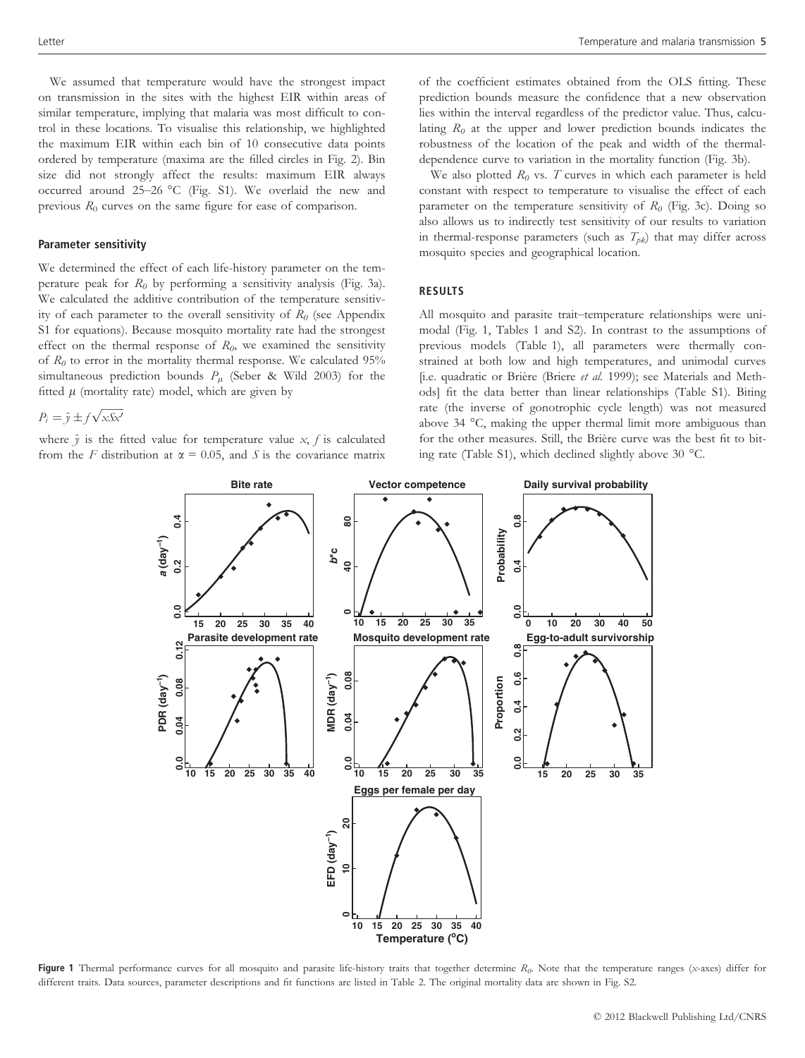We assumed that temperature would have the strongest impact on transmission in the sites with the highest EIR within areas of similar temperature, implying that malaria was most difficult to control in these locations. To visualise this relationship, we highlighted the maximum EIR within each bin of 10 consecutive data points ordered by temperature (maxima are the filled circles in Fig. 2). Bin size did not strongly affect the results: maximum EIR always occurred around 25–26 °C (Fig. S1). We overlaid the new and previous $R_0$ curves on the same figure for ease of comparison.

### Parameter sensitivity

We determined the effect of each life-history parameter on the temperature peak for $R_0$ by performing a sensitivity analysis (Fig. 3a). We calculated the additive contribution of the temperature sensitivity of each parameter to the overall sensitivity of $R_0$ (see Appendix S1 for equations). Because mosquito mortality rate had the strongest effect on the thermal response of $R_0$, we examined the sensitivity of $R_0$ to error in the mortality thermal response. We calculated 95% simultaneous prediction bounds $P_\mu$ (Seber & Wild 2003) for the fitted $\mu$ (mortality rate) model, which are given by

$$P_i = \hat{y} \pm f\sqrt{xSx'}$$

where $\hat{y}$ is the fitted value for temperature value $x$, $f$ is calculated from the $F$ distribution at $\alpha = 0.05$, and $S$ is the covariance matrix of the coefficient estimates obtained from the OLS fitting. These prediction bounds measure the confidence that a new observation lies within the interval regardless of the predictor value. Thus, calculating $R_0$ at the upper and lower prediction bounds indicates the robustness of the location of the peak and width of the thermal-dependence curve to variation in the mortality function (Fig. 3b).

We also plotted $R_0$ vs. $T$ curves in which each parameter is held constant with respect to temperature to visualise the effect of each parameter on the temperature sensitivity of $R_0$ (Fig. 3c). Doing so also allows us to indirectly test sensitivity of our results to variation in thermal-response parameters (such as $T_{pk}$) that may differ across mosquito species and geographical location.

## RESULTS

All mosquito and parasite trait–temperature relationships were unimodal (Fig. 1, Tables 1 and S2). In contrast to the assumptions of previous models (Table 1), all parameters were thermally constrained at both low and high temperatures, and unimodal curves [i.e. quadratic or Brière (Briere *et al.* 1999); see Materials and Methods] fit the data better than linear relationships (Table S1). Biting rate (the inverse of gonotrophic cycle length) was not measured above 34 °C, making the upper thermal limit more ambiguous than for the other measures. Still, the Brière curve was the best fit to biting rate (Table S1), which declined slightly above 30 °C.

**Figure 1** Thermal performance curves for all mosquito and parasite life-history traits that together determine $R_0$. Note that the temperature ranges ($x$-axes) differ for different traits. Data sources, parameter descriptions and fit functions are listed in Table 2. The original mortality data are shown in Fig. S2.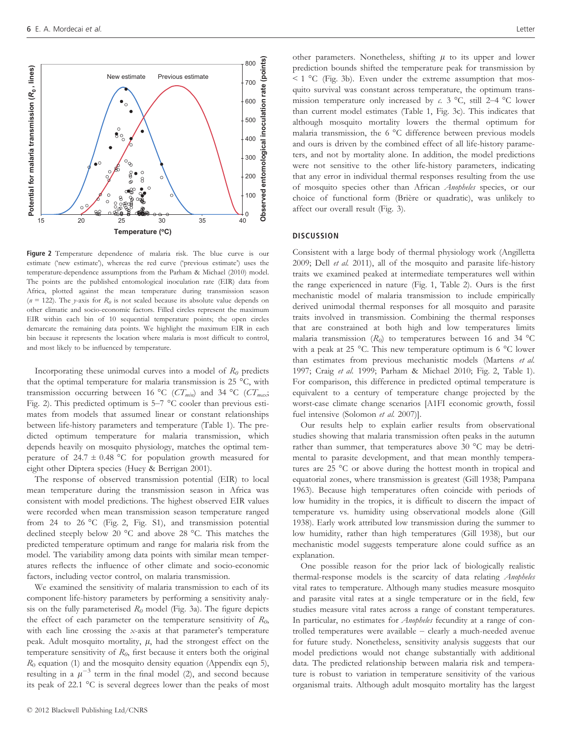**Figure 2** Temperature dependence of malaria risk. The blue curve is our estimate ('new estimate'), whereas the red curve ('previous estimate') uses the temperature-dependence assumptions from the Parham & Michael (2010) model. The points are the published entomological inoculation rate (EIR) data from Africa, plotted against the mean temperature during transmission season ($n = 122$). The $y$-axis for $R_0$ is not scaled because its absolute value depends on other climatic and socio-economic factors. Filled circles represent the maximum EIR within each bin of 10 sequential temperature points; the open circles demarcate the remaining data points. We highlight the maximum EIR in each bin because it represents the location where malaria is most difficult to control, and most likely to be influenced by temperature.

Incorporating these unimodal curves into a model of $R_0$ predicts that the optimal temperature for malaria transmission is 25 °C, with transmission occurring between 16 °C ($CT_{min}$) and 34 °C ($CT_{max}$; Fig. 2). This predicted optimum is 5–7 °C cooler than previous estimates from models that assumed linear or constant relationships between life-history parameters and temperature (Table 1). The predicted optimum temperature for malaria transmission, which depends heavily on mosquito physiology, matches the optimal temperature of 24.7 ± 0.48 °C for population growth measured for eight other Diptera species (Huey & Berrigan 2001).

The response of observed transmission potential (EIR) to local mean temperature during the transmission season in Africa was consistent with model predictions. The highest observed EIR values were recorded when mean transmission season temperature ranged from 24 to 26 °C (Fig. 2, Fig. S1), and transmission potential declined steeply below 20 °C and above 28 °C. This matches the predicted temperature optimum and range for malaria risk from the model. The variability among data points with similar mean temperatures reflects the influence of other climate and socio-economic factors, including vector control, on malaria transmission.

We examined the sensitivity of malaria transmission to each of its component life-history parameters by performing a sensitivity analysis on the fully parameterised $R_0$ model (Fig. 3a). The figure depicts the effect of each parameter on the temperature sensitivity of $R_0$, with each line crossing the $x$-axis at that parameter's temperature peak. Adult mosquito mortality, $\mu$, had the strongest effect on the temperature sensitivity of $R_0$, first because it enters both the original $R_0$ equation (1) and the mosquito density equation (Appendix eqn 5), resulting in a $\mu^{-3}$ term in the final model (2), and second because its peak of 22.1 °C is several degrees lower than the peaks of most other parameters. Nonetheless, shifting $\mu$ to its upper and lower prediction bounds shifted the temperature peak for transmission by < 1 °C (Fig. 3b). Even under the extreme assumption that mosquito survival was constant across temperature, the optimum transmission temperature only increased by *c.* 3 °C, still 2–4 °C lower than current model estimates (Table 1, Fig. 3c). This indicates that although mosquito mortality lowers the thermal optimum for malaria transmission, the 6 °C difference between previous models and ours is driven by the combined effect of all life-history parameters, and not by mortality alone. In addition, the model predictions were not sensitive to the other life-history parameters, indicating that any error in individual thermal responses resulting from the use of mosquito species other than African *Anopheles* species, or our choice of functional form (Brière or quadratic), was unlikely to affect our overall result (Fig. 3).

## DISCUSSION

Consistent with a large body of thermal physiology work (Angilletta 2009; Dell *et al.* 2011), all of the mosquito and parasite life-history traits we examined peaked at intermediate temperatures well within the range experienced in nature (Fig. 1, Table 2). Ours is the first mechanistic model of malaria transmission to include empirically derived unimodal thermal responses for all mosquito and parasite traits involved in transmission. Combining the thermal responses that are constrained at both high and low temperatures limits malaria transmission ($R_0$) to temperatures between 16 and 34 °C with a peak at 25 °C. This new temperature optimum is 6 °C lower than estimates from previous mechanistic models (Martens *et al.* 1997; Craig *et al.* 1999; Parham & Michael 2010; Fig. 2, Table 1). For comparison, this difference in predicted optimal temperature is equivalent to a century of temperature change projected by the worst-case climate change scenarios [A1FI economic growth, fossil fuel intensive (Solomon *et al.* 2007)].

Our results help to explain earlier results from observational studies showing that malaria transmission often peaks in the autumn rather than summer, that temperatures above 30 °C may be detrimental to parasite development, and that mean monthly temperatures are 25 °C or above during the hottest month in tropical and equatorial zones, where transmission is greatest (Gill 1938; Pampana 1963). Because high temperatures often coincide with periods of low humidity in the tropics, it is difficult to discern the impact of temperature vs. humidity using observational models alone (Gill 1938). Early work attributed low transmission during the summer to low humidity, rather than high temperatures (Gill 1938), but our mechanistic model suggests temperature alone could suffice as an explanation.

One possible reason for the prior lack of biologically realistic thermal-response models is the scarcity of data relating *Anopheles* vital rates to temperature. Although many studies measure mosquito and parasite vital rates at a single temperature or in the field, few studies measure vital rates across a range of constant temperatures. In particular, no estimates for *Anopheles* fecundity at a range of controlled temperatures were available – clearly a much-needed avenue for future study. Nonetheless, sensitivity analysis suggests that our model predictions would not change substantially with additional data. The predicted relationship between malaria risk and temperature is robust to variation in temperature sensitivity of the various organismal traits. Although adult mosquito mortality has the largest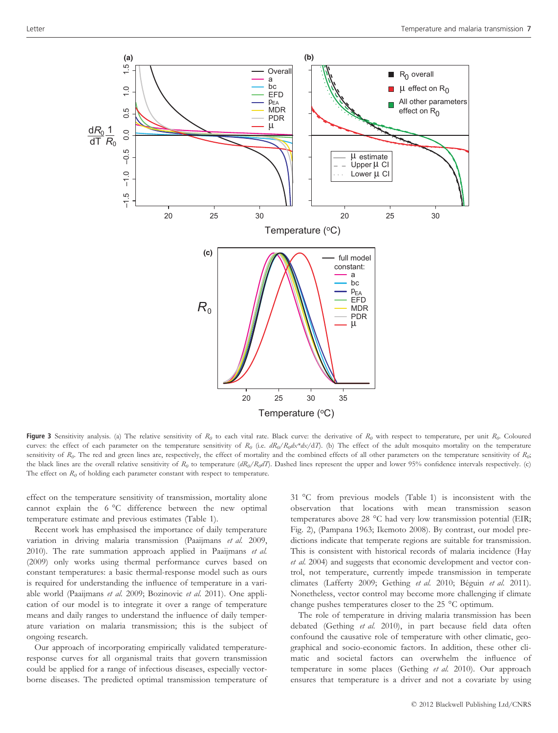**Figure 3** Sensitivity analysis. (a) The relative sensitivity of $R_0$ to each vital rate. Black curve: the derivative of $R_0$ with respect to temperature, per unit $R_0$. Coloured curves: the effect of each parameter on the temperature sensitivity of $R_0$ (i.e. $dR_0/R_0dx*dx/dT$). (b) The effect of the adult mosquito mortality on the temperature sensitivity of $R_0$. The red and green lines are, respectively, the effect of mortality and the combined effects of all other parameters on the temperature sensitivity of $R_0$; the black lines are the overall relative sensitivity of $R_0$ to temperature ($dR_0/R_0dT$). Dashed lines represent the upper and lower 95% confidence intervals respectively. (c) The effect on $R_0$ of holding each parameter constant with respect to temperature.

effect on the temperature sensitivity of transmission, mortality alone cannot explain the 6 °C difference between the new optimal temperature estimate and previous estimates (Table 1).

Recent work has emphasised the importance of daily temperature variation in driving malaria transmission (Paaijmans *et al.* 2009, 2010). The rate summation approach applied in Paaijmans *et al.* (2009) only works using thermal performance curves based on constant temperatures: a basic thermal-response model such as ours is required for understanding the influence of temperature in a variable world (Paaijmans *et al.* 2009; Bozinovic *et al.* 2011). One application of our model is to integrate it over a range of temperature means and daily ranges to understand the influence of daily temperature variation on malaria transmission; this is the subject of ongoing research.

Our approach of incorporating empirically validated temperature-response curves for all organismal traits that govern transmission could be applied for a range of infectious diseases, especially vector-borne diseases. The predicted optimal transmission temperature of 31 °C from previous models (Table 1) is inconsistent with the observation that locations with mean transmission season temperatures above 28 °C had very low transmission potential (EIR; Fig. 2), (Pampana 1963; Ikemoto 2008). By contrast, our model predictions indicate that temperate regions are suitable for transmission. This is consistent with historical records of malaria incidence (Hay *et al.* 2004) and suggests that economic development and vector control, not temperature, currently impede transmission in temperate climates (Lafferty 2009; Gething *et al.* 2010; Béguin *et al.* 2011). Nonetheless, vector control may become more challenging if climate change pushes temperatures closer to the 25 °C optimum.

The role of temperature in driving malaria transmission has been debated (Gething *et al.* 2010), in part because field data often confound the causative role of temperature with other climatic, geographical and socio-economic factors. In addition, these other climatic and societal factors can overwhelm the influence of temperature in some places (Gething *et al.* 2010). Our approach ensures that temperature is a driver and not a covariate by using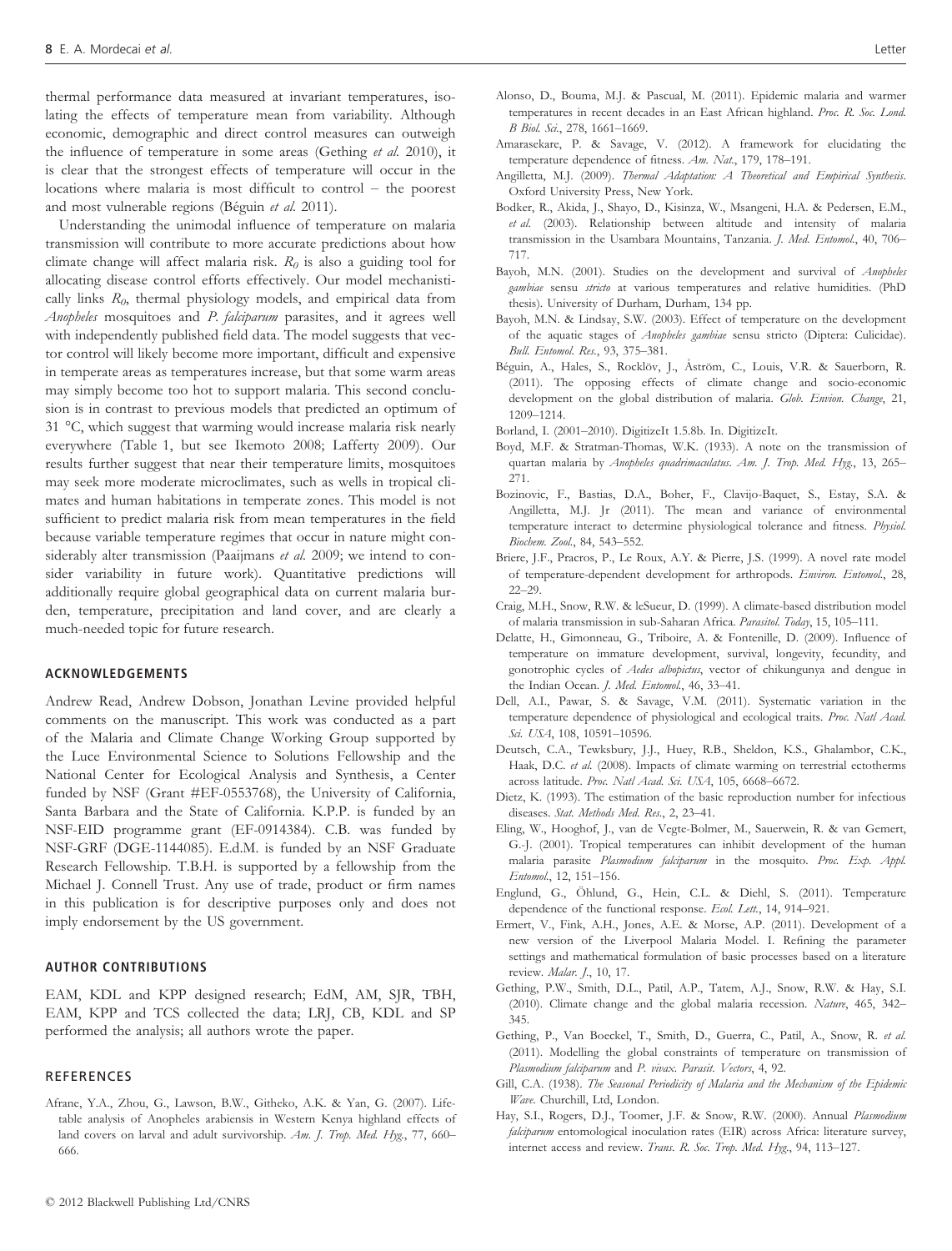thermal performance data measured at invariant temperatures, isolating the effects of temperature mean from variability. Although economic, demographic and direct control measures can outweigh the influence of temperature in some areas (Gething *et al.* 2010), it is clear that the strongest effects of temperature will occur in the locations where malaria is most difficult to control – the poorest and most vulnerable regions (Béguin *et al.* 2011).

Understanding the unimodal influence of temperature on malaria transmission will contribute to more accurate predictions about how climate change will affect malaria risk. $R_0$ is also a guiding tool for allocating disease control efforts effectively. Our model mechanistically links $R_0$, thermal physiology models, and empirical data from *Anopheles* mosquitoes and *P. falciparum* parasites, and it agrees well with independently published field data. The model suggests that vector control will likely become more important, difficult and expensive in temperate areas as temperatures increase, but that some warm areas may simply become too hot to support malaria. This second conclusion is in contrast to previous models that predicted an optimum of 31 °C, which suggest that warming would increase malaria risk nearly everywhere (Table 1, but see Ikemoto 2008; Lafferty 2009). Our results further suggest that near their temperature limits, mosquitoes may seek more moderate microclimates, such as wells in tropical climates and human habitations in temperate zones. This model is not sufficient to predict malaria risk from mean temperatures in the field because variable temperature regimes that occur in nature might considerably alter transmission (Paaijmans *et al.* 2009; we intend to consider variability in future work). Quantitative predictions will additionally require global geographical data on current malaria burden, temperature, precipitation and land cover, and are clearly a much-needed topic for future research.

## ACKNOWLEDGEMENTS

Andrew Read, Andrew Dobson, Jonathan Levine provided helpful comments on the manuscript. This work was conducted as a part of the Malaria and Climate Change Working Group supported by the Luce Environmental Science to Solutions Fellowship and the National Center for Ecological Analysis and Synthesis, a Center funded by NSF (Grant #EF-0553768), the University of California, Santa Barbara and the State of California. K.P.P. is funded by an NSF-EID programme grant (EF-0914085). C.B. was funded by NSF-GRF (DGE-1144085). E.d.M. is funded by an NSF Graduate Research Fellowship. T.B.H. is supported by a fellowship from the Michael J. Connell Trust. Any use of trade, product or firm names in this publication is for descriptive purposes only and does not imply endorsement by the US government.

## AUTHOR CONTRIBUTIONS

EAM, KDL and KPP designed research; EdM, AM, SJR, TBH, EAM, KPP and TCS collected the data; LRJ, CB, KDL and SP performed the analysis; all authors wrote the paper.

## REFERENCES

Afrane, Y.A., Zhou, G., Lawson, B.W., Githeko, A.K. & Yan, G. (2007). Life-table analysis of Anopheles arabiensis in Western Kenya highland effects of land covers on larval and adult survivorship. *Am. J. Trop. Med. Hyg.*, 77, 660–666.

Alonso, D., Bouma, M.J. & Pascual, M. (2011). Epidemic malaria and warmer temperatures in recent decades in an East African highland. *Proc. R. Soc. Lond. B Biol. Sci.*, 278, 1661–1669.

Amarasekare, P. & Savage, V. (2012). A framework for elucidating the temperature dependence of fitness. *Am. Nat.*, 179, 178–191.

Angilletta, M.J. (2009). *Thermal Adaptation: A Theoretical and Empirical Synthesis*. Oxford University Press, New York.

Bodker, R., Akida, J., Shayo, D., Kisinza, W., Msangeni, H.A. & Pedersen, E.M., *et al.* (2003). Relationship between altitude and intensity of malaria transmission in the Usambara Mountains, Tanzania. *J. Med. Entomol.*, 40, 706–717.

Bayoh, M.N. (2001). Studies on the development and survival of *Anopheles gambiae* sensu *stricto* at various temperatures and relative humidities. (PhD thesis). University of Durham, Durham, 134 pp.

Bayoh, M.N. & Lindsay, S.W. (2003). Effect of temperature on the development of the aquatic stages of *Anopheles gambiae* sensu stricto (Diptera: Culicidae). *Bull. Entomol. Res.*, 93, 375–381.

Béguin, A., Hales, S., Rocklöv, J., Åström, C., Louis, V.R. & Sauerborn, R. (2011). The opposing effects of climate change and socio-economic development on the global distribution of malaria. *Glob. Envion. Change*, 21, 1209–1214.

Borland, I. (2001–2010). DigitizeIt 1.5.8b. In. DigitizeIt.

Boyd, M.F. & Stratman-Thomas, W.K. (1933). A note on the transmission of quartan malaria by *Anopheles quadrimaculatus*. *Am. J. Trop. Med. Hyg.*, 13, 265–271.

Bozinovic, F., Bastias, D.A., Boher, F., Clavijo-Baquet, S., Estay, S.A. & Angilletta, M.J. Jr (2011). The mean and variance of environmental temperature interact to determine physiological tolerance and fitness. *Physiol. Biochem. Zool.*, 84, 543–552.

Briere, J.F., Pracros, P., Le Roux, A.Y. & Pierre, J.S. (1999). A novel rate model of temperature-dependent development for arthropods. *Environ. Entomol.*, 28, 22–29.

Craig, M.H., Snow, R.W. & leSueur, D. (1999). A climate-based distribution model of malaria transmission in sub-Saharan Africa. *Parasitol. Today*, 15, 105–111.

Delatte, H., Gimonneau, G., Triboire, A. & Fontenille, D. (2009). Influence of temperature on immature development, survival, longevity, fecundity, and gonotrophic cycles of *Aedes albopictus*, vector of chikungunya and dengue in the Indian Ocean. *J. Med. Entomol.*, 46, 33–41.

Dell, A.I., Pawar, S. & Savage, V.M. (2011). Systematic variation in the temperature dependence of physiological and ecological traits. *Proc. Natl Acad. Sci. USA*, 108, 10591–10596.

Deutsch, C.A., Tewksbury, J.J., Huey, R.B., Sheldon, K.S., Ghalambor, C.K., Haak, D.C. *et al.* (2008). Impacts of climate warming on terrestrial ectotherms across latitude. *Proc. Natl Acad. Sci. USA*, 105, 6668–6672.

Dietz, K. (1993). The estimation of the basic reproduction number for infectious diseases. *Stat. Methods Med. Res.*, 2, 23–41.

Eling, W., Hooghof, J., van de Vegte-Bolmer, M., Sauerwein, R. & van Gemert, G.-J. (2001). Tropical temperatures can inhibit development of the human malaria parasite *Plasmodium falciparum* in the mosquito. *Proc. Exp. Appl. Entomol.*, 12, 151–156.

Englund, G., Öhlund, G., Hein, C.L. & Diehl, S. (2011). Temperature dependence of the functional response. *Ecol. Lett.*, 14, 914–921.

Ermert, V., Fink, A.H., Jones, A.E. & Morse, A.P. (2011). Development of a new version of the Liverpool Malaria Model. I. Refining the parameter settings and mathematical formulation of basic processes based on a literature review. *Malar. J.*, 10, 17.

Gething, P.W., Smith, D.L., Patil, A.P., Tatem, A.J., Snow, R.W. & Hay, S.I. (2010). Climate change and the global malaria recession. *Nature*, 465, 342–345.

Gething, P., Van Boeckel, T., Smith, D., Guerra, C., Patil, A., Snow, R. *et al.* (2011). Modelling the global constraints of temperature on transmission of *Plasmodium falciparum* and *P. vivax*. *Parasit. Vectors*, 4, 92.

Gill, C.A. (1938). *The Seasonal Periodicity of Malaria and the Mechanism of the Epidemic Wave*. Churchill, Ltd, London.

Hay, S.I., Rogers, D.J., Toomer, J.F. & Snow, R.W. (2000). Annual *Plasmodium falciparum* entomological inoculation rates (EIR) across Africa: literature survey, internet access and review. *Trans. R. Soc. Trop. Med. Hyg.*, 94, 113–127.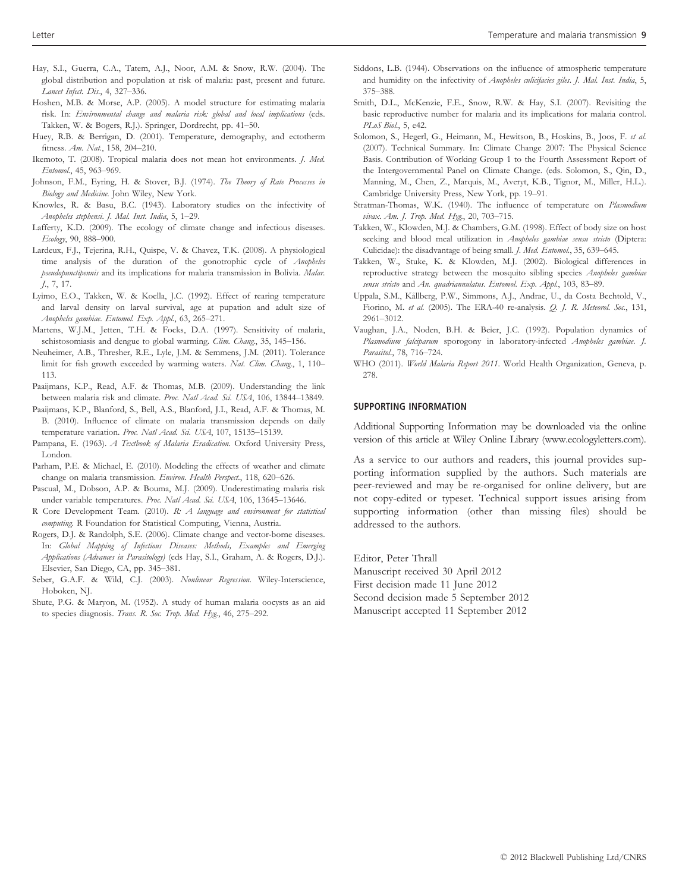Hay, S.I., Guerra, C.A., Tatem, A.J., Noor, A.M. & Snow, R.W. (2004). The global distribution and population at risk of malaria: past, present and future. *Lancet Infect. Dis.*, 4, 327–336.

Hoshen, M.B. & Morse, A.P. (2005). A model structure for estimating malaria risk. In: *Environmental change and malaria risk: global and local implications* (eds. Takken, W. & Bogers, R.J.). Springer, Dordrecht, pp. 41–50.

Huey, R.B. & Berrigan, D. (2001). Temperature, demography, and ectotherm fitness. *Am. Nat.*, 158, 204–210.

Ikemoto, T. (2008). Tropical malaria does not mean hot environments. *J. Med. Entomol.*, 45, 963–969.

Johnson, F.M., Eyring, H. & Stover, B.J. (1974). *The Theory of Rate Processes in Biology and Medicine*. John Wiley, New York.

Knowles, R. & Basu, B.C. (1943). Laboratory studies on the infectivity of *Anopheles stephensi*. *J. Mal. Inst. India*, 5, 1–29.

Lafferty, K.D. (2009). The ecology of climate change and infectious diseases. *Ecology*, 90, 888–900.

Lardeux, F.J., Tejerina, R.H., Quispe, V. & Chavez, T.K. (2008). A physiological time analysis of the duration of the gonotrophic cycle of *Anopheles pseudopunctipennis* and its implications for malaria transmission in Bolivia. *Malar. J.*, 7, 17.

Lyimo, E.O., Takken, W. & Koella, J.C. (1992). Effect of rearing temperature and larval density on larval survival, age at pupation and adult size of *Anopheles gambiae*. *Entomol. Exp. Appl.*, 63, 265–271.

Martens, W.J.M., Jetten, T.H. & Focks, D.A. (1997). Sensitivity of malaria, schistosomiasis and dengue to global warming. *Clim. Chang.*, 35, 145–156.

Neuheimer, A.B., Thresher, R.E., Lyle, J.M. & Semmens, J.M. (2011). Tolerance limit for fish growth exceeded by warming waters. *Nat. Clim. Chang.*, 1, 110–113.

Paaijmans, K.P., Read, A.F. & Thomas, M.B. (2009). Understanding the link between malaria risk and climate. *Proc. Natl Acad. Sci. USA*, 106, 13844–13849.

Paaijmans, K.P., Blanford, S., Bell, A.S., Blanford, J.I., Read, A.F. & Thomas, M. B. (2010). Influence of climate on malaria transmission depends on daily temperature variation. *Proc. Natl Acad. Sci. USA*, 107, 15135–15139.

Pampana, E. (1963). *A Textbook of Malaria Eradication*. Oxford University Press, London.

Parham, P.E. & Michael, E. (2010). Modeling the effects of weather and climate change on malaria transmission. *Environ. Health Perspect.*, 118, 620–626.

Pascual, M., Dobson, A.P. & Bouma, M.J. (2009). Underestimating malaria risk under variable temperatures. *Proc. Natl Acad. Sci. USA*, 106, 13645–13646.

R Core Development Team. (2010). *R: A language and environment for statistical computing*. R Foundation for Statistical Computing, Vienna, Austria.

Rogers, D.J. & Randolph, S.E. (2006). Climate change and vector-borne diseases. In: *Global Mapping of Infectious Diseases: Methods, Examples and Emerging Applications (Advances in Parasitology)* (eds Hay, S.I., Graham, A. & Rogers, D.J.). Elsevier, San Diego, CA, pp. 345–381.

Seber, G.A.F. & Wild, C.J. (2003). *Nonlinear Regression*. Wiley-Interscience, Hoboken, NJ.

Shute, P.G. & Maryon, M. (1952). A study of human malaria oocysts as an aid to species diagnosis. *Trans. R. Soc. Trop. Med. Hyg.*, 46, 275–292.

Siddons, L.B. (1944). Observations on the influence of atmospheric temperature and humidity on the infectivity of *Anopheles culicifacies giles*. *J. Mal. Inst. India*, 5, 375–388.

Smith, D.L., McKenzie, F.E., Snow, R.W. & Hay, S.I. (2007). Revisiting the basic reproductive number for malaria and its implications for malaria control. *PLoS Biol.*, 5, e42.

Solomon, S., Hegerl, G., Heimann, M., Hewitson, B., Hoskins, B., Joos, F. *et al.* (2007). Technical Summary. In: Climate Change 2007: The Physical Science Basis. Contribution of Working Group 1 to the Fourth Assessment Report of the Intergovernmental Panel on Climate Change. (eds. Solomon, S., Qin, D., Manning, M., Chen, Z., Marquis, M., Averyt, K.B., Tignor, M., Miller, H.L.). Cambridge University Press, New York, pp. 19–91.

Stratman-Thomas, W.K. (1940). The influence of temperature on *Plasmodium vivax*. *Am. J. Trop. Med. Hyg.*, 20, 703–715.

Takken, W., Klowden, M.J. & Chambers, G.M. (1998). Effect of body size on host seeking and blood meal utilization in *Anopheles gambiae sensu stricto* (Diptera: Culicidae): the disadvantage of being small. *J. Med. Entomol.*, 35, 639–645.

Takken, W., Stuke, K. & Klowden, M.J. (2002). Biological differences in reproductive strategy between the mosquito sibling species *Anopheles gambiae sensu stricto* and *An. quadriannulatus*. *Entomol. Exp. Appl.*, 103, 83–89.

Uppala, S.M., Kållberg, P.W., Simmons, A.J., Andrae, U., da Costa Bechtold, V., Fiorino, M. *et al.* (2005). The ERA-40 re-analysis. *Q. J. R. Meteorol. Soc.*, 131, 2961–3012.

Vaughan, J.A., Noden, B.H. & Beier, J.C. (1992). Population dynamics of *Plasmodium falciparum* sporogony in laboratory-infected *Anopheles gambiae*. *J. Parasitol.*, 78, 716–724.

WHO (2011). *World Malaria Report 2011*. World Health Organization, Geneva, p. 278.

## SUPPORTING INFORMATION

Additional Supporting Information may be downloaded via the online version of this article at Wiley Online Library (www.ecologyletters.com).

As a service to our authors and readers, this journal provides supporting information supplied by the authors. Such materials are peer-reviewed and may be re-organised for online delivery, but are not copy-edited or typeset. Technical support issues arising from supporting information (other than missing files) should be addressed to the authors.

Editor, Peter Thrall
Manuscript received 30 April 2012
First decision made 11 June 2012
Second decision made 5 September 2012
Manuscript accepted 11 September 2012